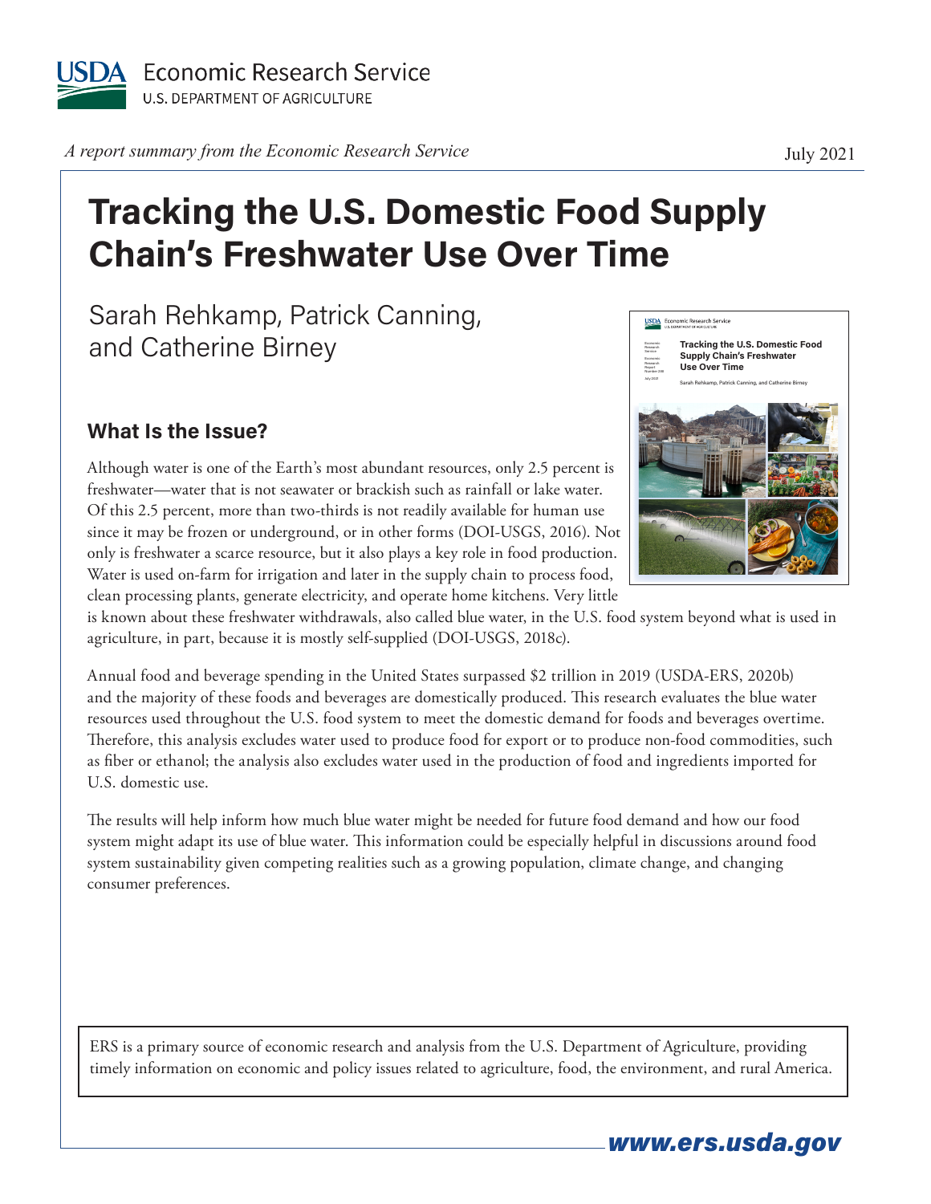USDA Economic Research Service
U.S. DEPARTMENT OF AGRICULTURE

*A report summary from the Economic Research Service*

July 2021

# Tracking the U.S. Domestic Food Supply Chain's Freshwater Use Over Time

Sarah Rehkamp, Patrick Canning, and Catherine Birney

## What Is the Issue?

Although water is one of the Earth's most abundant resources, only 2.5 percent is freshwater—water that is not seawater or brackish such as rainfall or lake water. Of this 2.5 percent, more than two-thirds is not readily available for human use since it may be frozen or underground, or in other forms (DOI-USGS, 2016). Not only is freshwater a scarce resource, but it also plays a key role in food production. Water is used on-farm for irrigation and later in the supply chain to process food, clean processing plants, generate electricity, and operate home kitchens. Very little is known about these freshwater withdrawals, also called blue water, in the U.S. food system beyond what is used in agriculture, in part, because it is mostly self-supplied (DOI-USGS, 2018c).

Annual food and beverage spending in the United States surpassed $2 trillion in 2019 (USDA-ERS, 2020b) and the majority of these foods and beverages are domestically produced. This research evaluates the blue water resources used throughout the U.S. food system to meet the domestic demand for foods and beverages overtime. Therefore, this analysis excludes water used to produce food for export or to produce non-food commodities, such as fiber or ethanol; the analysis also excludes water used in the production of food and ingredients imported for U.S. domestic use.

The results will help inform how much blue water might be needed for future food demand and how our food system might adapt its use of blue water. This information could be especially helpful in discussions around food system sustainability given competing realities such as a growing population, climate change, and changing consumer preferences.

ERS is a primary source of economic research and analysis from the U.S. Department of Agriculture, providing timely information on economic and policy issues related to agriculture, food, the environment, and rural America.

**www.ers.usda.gov**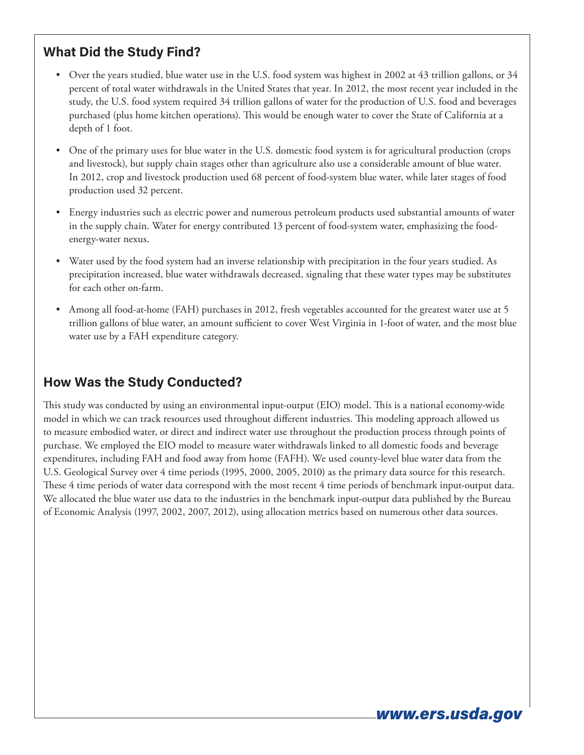## What Did the Study Find?

- Over the years studied, blue water use in the U.S. food system was highest in 2002 at 43 trillion gallons, or 34 percent of total water withdrawals in the United States that year. In 2012, the most recent year included in the study, the U.S. food system required 34 trillion gallons of water for the production of U.S. food and beverages purchased (plus home kitchen operations). This would be enough water to cover the State of California at a depth of 1 foot.
- One of the primary uses for blue water in the U.S. domestic food system is for agricultural production (crops and livestock), but supply chain stages other than agriculture also use a considerable amount of blue water. In 2012, crop and livestock production used 68 percent of food-system blue water, while later stages of food production used 32 percent.
- Energy industries such as electric power and numerous petroleum products used substantial amounts of water in the supply chain. Water for energy contributed 13 percent of food-system water, emphasizing the food-energy-water nexus.
- Water used by the food system had an inverse relationship with precipitation in the four years studied. As precipitation increased, blue water withdrawals decreased, signaling that these water types may be substitutes for each other on-farm.
- Among all food-at-home (FAH) purchases in 2012, fresh vegetables accounted for the greatest water use at 5 trillion gallons of blue water, an amount sufficient to cover West Virginia in 1-foot of water, and the most blue water use by a FAH expenditure category.

## How Was the Study Conducted?

This study was conducted by using an environmental input-output (EIO) model. This is a national economy-wide model in which we can track resources used throughout different industries. This modeling approach allowed us to measure embodied water, or direct and indirect water use throughout the production process through points of purchase. We employed the EIO model to measure water withdrawals linked to all domestic foods and beverage expenditures, including FAH and food away from home (FAFH). We used county-level blue water data from the U.S. Geological Survey over 4 time periods (1995, 2000, 2005, 2010) as the primary data source for this research. These 4 time periods of water data correspond with the most recent 4 time periods of benchmark input-output data. We allocated the blue water use data to the industries in the benchmark input-output data published by the Bureau of Economic Analysis (1997, 2002, 2007, 2012), using allocation metrics based on numerous other data sources.